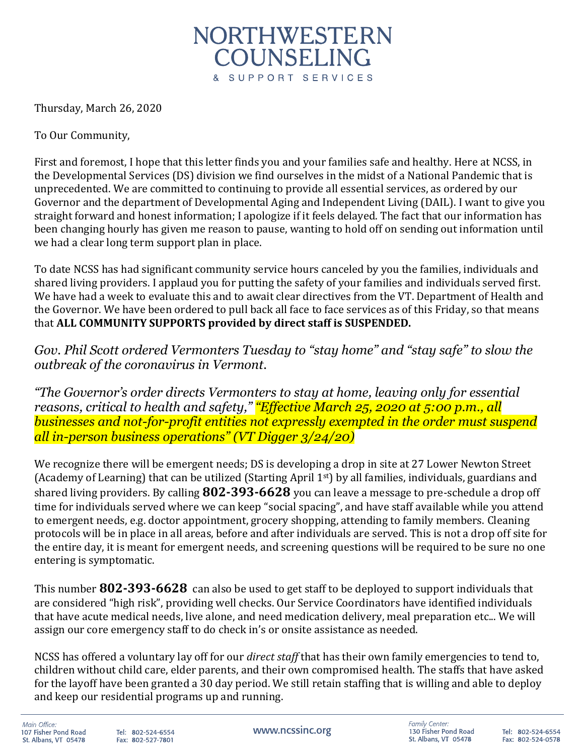# NORTHWESTERN COUNSELING

& SUPPORT SERVICES

Thursday, March 26, 2020

To Our Community,

First and foremost, I hope that this letter finds you and your families safe and healthy. Here at NCSS, in the Developmental Services (DS) division we find ourselves in the midst of a National Pandemic that is unprecedented. We are committed to continuing to provide all essential services, as ordered by our Governor and the department of Developmental Aging and Independent Living (DAIL). I want to give you straight forward and honest information; I apologize if it feels delayed. The fact that our information has been changing hourly has given me reason to pause, wanting to hold off on sending out information until we had a clear long term support plan in place.

To date NCSS has had significant community service hours canceled by you the families, individuals and shared living providers. I applaud you for putting the safety of your families and individuals served first. We have had a week to evaluate this and to await clear directives from the VT. Department of Health and the Governor. We have been ordered to pull back all face to face services as of this Friday, so that means that **ALL COMMUNITY SUPPORTS provided by direct staff is SUSPENDED.**

*Gov. Phil Scott ordered Vermonters Tuesday to "stay home" and "stay safe" to slow the outbreak of the coronavirus in Vermont.*

*"The Governor's order directs Vermonters to stay at home, leaving only for essential reasons, critical to health and safety," "Effective March 25, 2020 at 5:00 p.m., all businesses and not-for-profit entities not expressly exempted in the order must suspend all in-person business operations" (VT Digger 3/24/20)*

We recognize there will be emergent needs; DS is developing a drop in site at 27 Lower Newton Street (Academy of Learning) that can be utilized (Starting April 1st) by all families, individuals, guardians and shared living providers. By calling **802-393-6628** you can leave a message to pre-schedule a drop off time for individuals served where we can keep "social spacing", and have staff available while you attend to emergent needs, e.g. doctor appointment, grocery shopping, attending to family members. Cleaning protocols will be in place in all areas, before and after individuals are served. This is not a drop off site for the entire day, it is meant for emergent needs, and screening questions will be required to be sure no one entering is symptomatic.

This number **802-393-6628** can also be used to get staff to be deployed to support individuals that are considered "high risk", providing well checks. Our Service Coordinators have identified individuals that have acute medical needs, live alone, and need medication delivery, meal preparation etc... We will assign our core emergency staff to do check in's or onsite assistance as needed.

NCSS has offered a voluntary lay off for our *direct staff* that has their own family emergencies to tend to, children without child care, elder parents, and their own compromised health. The staffs that have asked for the layoff have been granted a 30 day period. We still retain staffing that is willing and able to deploy and keep our residential programs up and running.

Main Office:
107 Fisher Pond Road
St. Albans, VT 05478
Tel: 802-524-6554
Fax: 802-527-7801

www.ncssinc.org

Family Center:
130 Fisher Pond Road
St. Albans, VT 05478
Tel: 802-524-6554
Fax: 802-524-0578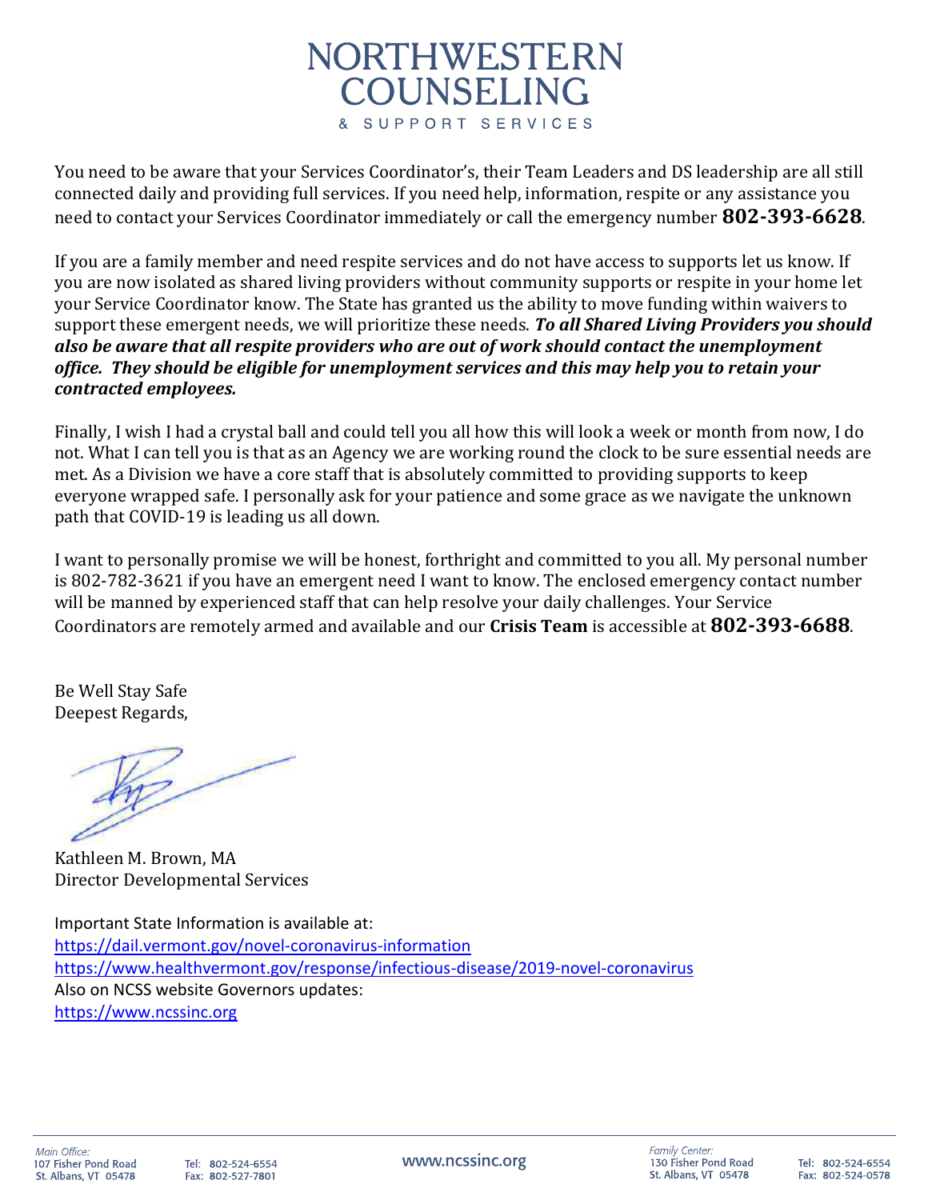# NORTHWESTERN COUNSELING

& SUPPORT SERVICES

You need to be aware that your Services Coordinator's, their Team Leaders and DS leadership are all still connected daily and providing full services. If you need help, information, respite or any assistance you need to contact your Services Coordinator immediately or call the emergency number **802-393-6628**.

If you are a family member and need respite services and do not have access to supports let us know. If you are now isolated as shared living providers without community supports or respite in your home let your Service Coordinator know. The State has granted us the ability to move funding within waivers to support these emergent needs, we will prioritize these needs. ***To all Shared Living Providers you should also be aware that all respite providers who are out of work should contact the unemployment office. They should be eligible for unemployment services and this may help you to retain your contracted employees.***

Finally, I wish I had a crystal ball and could tell you all how this will look a week or month from now, I do not. What I can tell you is that as an Agency we are working round the clock to be sure essential needs are met. As a Division we have a core staff that is absolutely committed to providing supports to keep everyone wrapped safe. I personally ask for your patience and some grace as we navigate the unknown path that COVID-19 is leading us all down.

I want to personally promise we will be honest, forthright and committed to you all. My personal number is 802-782-3621 if you have an emergent need I want to know. The enclosed emergency contact number will be manned by experienced staff that can help resolve your daily challenges. Your Service Coordinators are remotely armed and available and our **Crisis Team** is accessible at **802-393-6688**.

Be Well Stay Safe
Deepest Regards,

Kathleen M. Brown, MA
Director Developmental Services

Important State Information is available at:
https://dail.vermont.gov/novel-coronavirus-information
https://www.healthvermont.gov/response/infectious-disease/2019-novel-coronavirus
Also on NCSS website Governors updates:
https://www.ncssinc.org

Main Office:
107 Fisher Pond Road
St. Albans, VT 05478
Tel: 802-524-6554
Fax: 802-527-7801

www.ncssinc.org

Family Center:
130 Fisher Pond Road
St. Albans, VT 05478
Tel: 802-524-6554
Fax: 802-524-0578